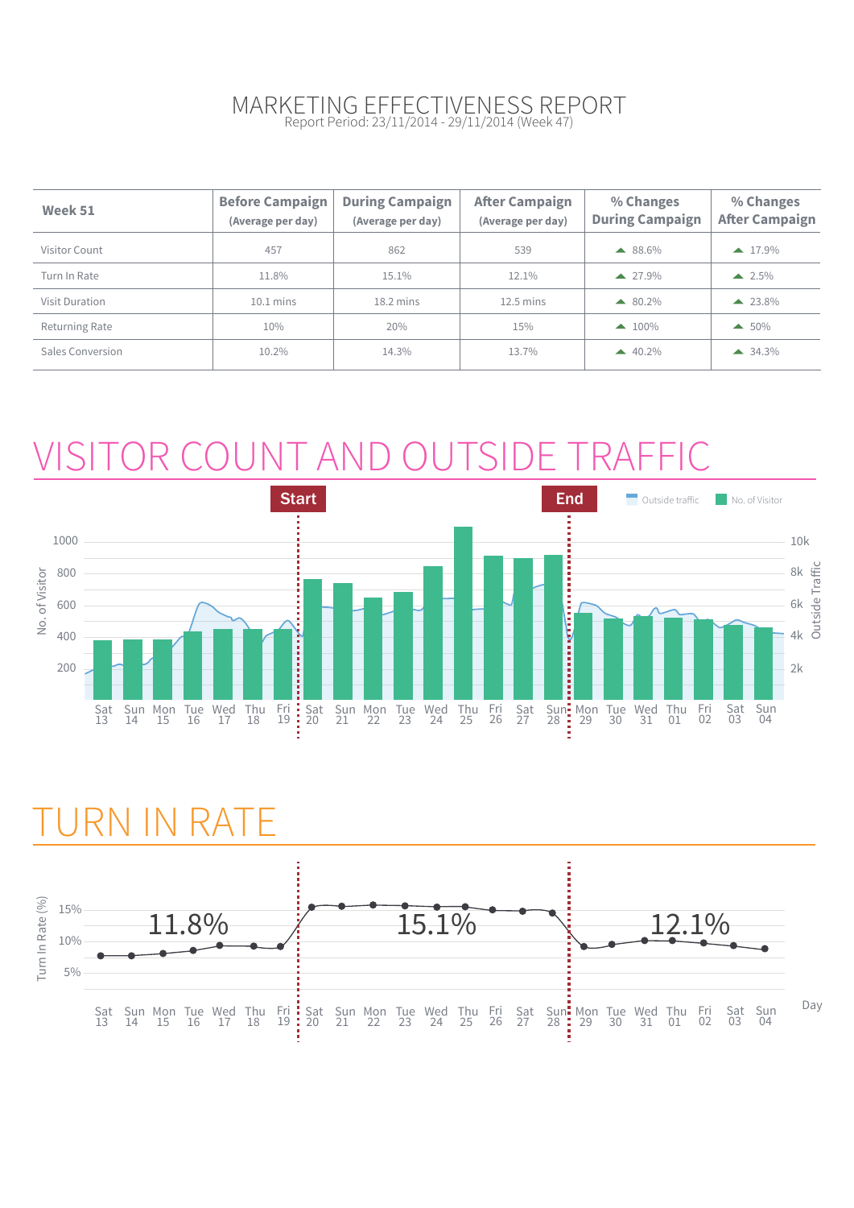# MARKETING EFFECTIVENESS REPORT

Report Period: 23/11/2014 - 29/11/2014 (Week 47)

| Week 51 | Before Campaign (Average per day) | During Campaign (Average per day) | After Campaign (Average per day) | % Changes During Campaign | % Changes After Campaign |
|---|---|---|---|---|---|
| Visitor Count | 457 | 862 | 539 | ▲ 88.6% | ▲ 17.9% |
| Turn In Rate | 11.8% | 15.1% | 12.1% | ▲ 27.9% | ▲ 2.5% |
| Visit Duration | 10.1 mins | 18.2 mins | 12.5 mins | ▲ 80.2% | ▲ 23.8% |
| Returning Rate | 10% | 20% | 15% | ▲ 100% | ▲ 50% |
| Sales Conversion | 10.2% | 14.3% | 13.7% | ▲ 40.2% | ▲ 34.3% |

## VISITOR COUNT AND OUTSIDE TRAFFIC

Start | End

Outside traffic | No. of Visitor

No. of Visitor: 200, 400, 600, 800, 1000

Outside Traffic: 2k, 4k, 6k, 8k, 10k

Sat 13, Sun 14, Mon 15, Tue 16, Wed 17, Thu 18, Fri 19, Sat 20, Sun 21, Mon 22, Tue 23, Wed 24, Thu 25, Fri 26, Sat 27, Sun 28, Mon 29, Tue 30, Wed 31, Thu 01, Fri 02, Sat 03, Sun 04

## TURN IN RATE

Turn In Rate (%): 5%, 10%, 15%

11.8% | 15.1% | 12.1%

Sat 13, Sun 14, Mon 15, Tue 16, Wed 17, Thu 18, Fri 19, Sat 20, Sun 21, Mon 22, Tue 23, Wed 24, Thu 25, Fri 26, Sat 27, Sun 28, Mon 29, Tue 30, Wed 31, Thu 01, Fri 02, Sat 03, Sun 04

Day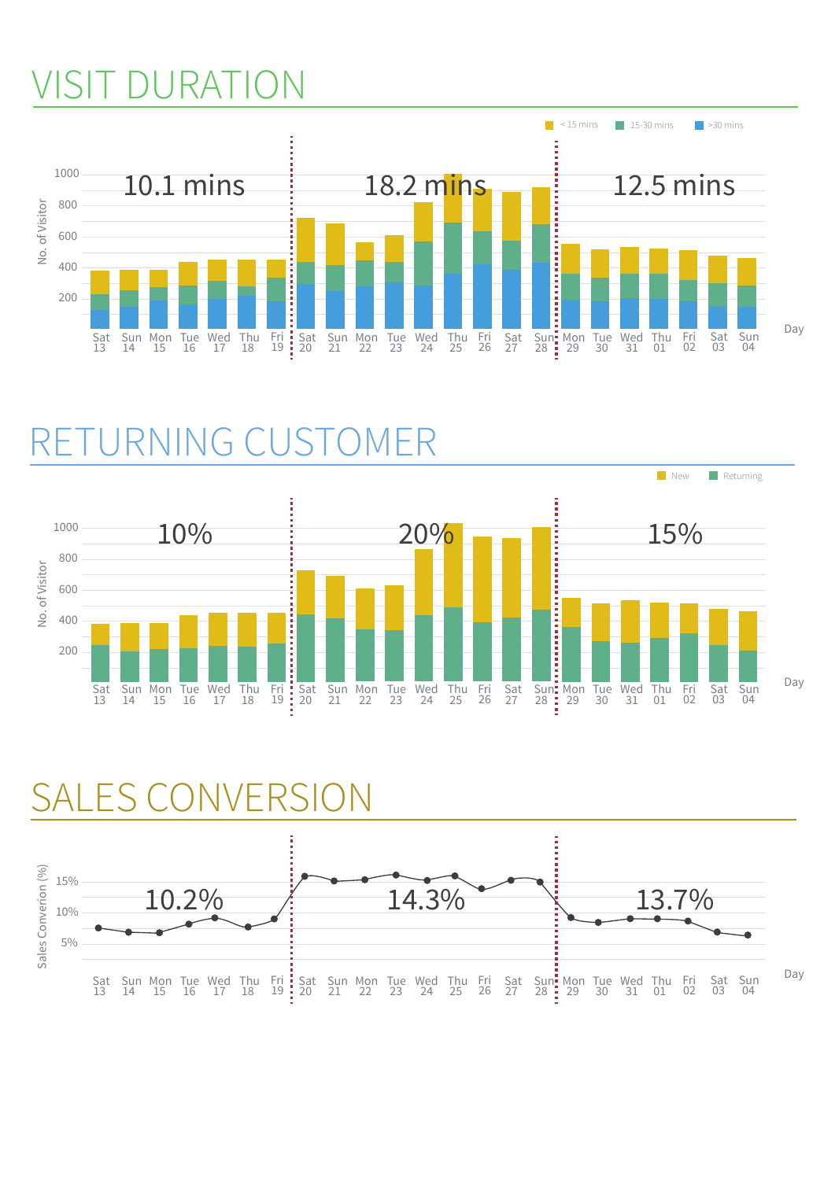# VISIT DURATION

< 15 mins
15-30 mins
>30 mins

No. of Visitor

1000
800
600
400
200

10.1 mins
18.2 mins
12.5 mins

Sat 13
Sun 14
Mon 15
Tue 16
Wed 17
Thu 18
Fri 19
Sat 20
Sun 21
Mon 22
Tue 23
Wed 24
Thu 25
Fri 26
Sat 27
Sun 28
Mon 29
Tue 30
Wed 31
Thu 01
Fri 02
Sat 03
Sun 04

Day

# RETURNING CUSTOMER

New
Returning

No. of Visitor

1000
800
600
400
200

10%
20%
15%

Sat 13
Sun 14
Mon 15
Tue 16
Wed 17
Thu 18
Fri 19
Sat 20
Sun 21
Mon 22
Tue 23
Wed 24
Thu 25
Fri 26
Sat 27
Sun 28
Mon 29
Tue 30
Wed 31
Thu 01
Fri 02
Sat 03
Sun 04

Day

# SALES CONVERSION

Sales Converion (%)

15%
10%
5%

10.2%
14.3%
13.7%

Sat 13
Sun 14
Mon 15
Tue 16
Wed 17
Thu 18
Fri 19
Sat 20
Sun 21
Mon 22
Tue 23
Wed 24
Thu 25
Fri 26
Sat 27
Sun 28
Mon 29
Tue 30
Wed 31
Thu 01
Fri 02
Sat 03
Sun 04

Day